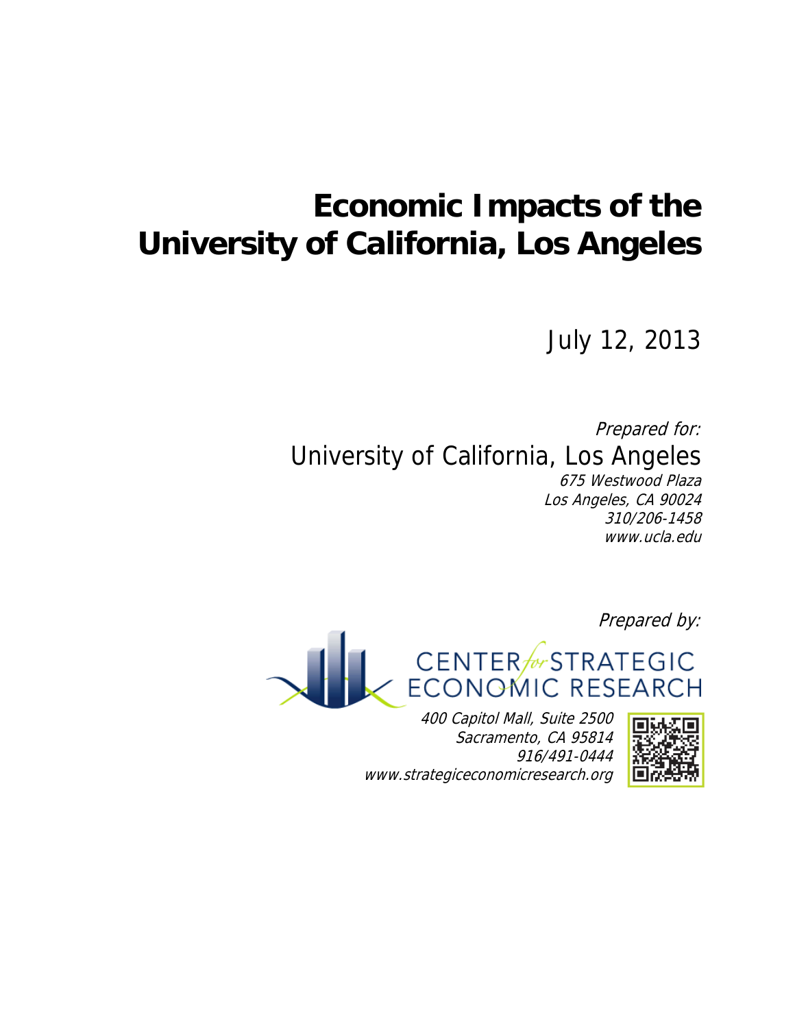# Economic Impacts of the University of California, Los Angeles

July 12, 2013

*Prepared for:*

University of California, Los Angeles

*675 Westwood Plaza*
*Los Angeles, CA 90024*
*310/206-1458*
*www.ucla.edu*

*Prepared by:*

CENTER *for* STRATEGIC ECONOMIC RESEARCH

*400 Capitol Mall, Suite 2500*
*Sacramento, CA 95814*
*916/491-0444*
*www.strategiceconomicresearch.org*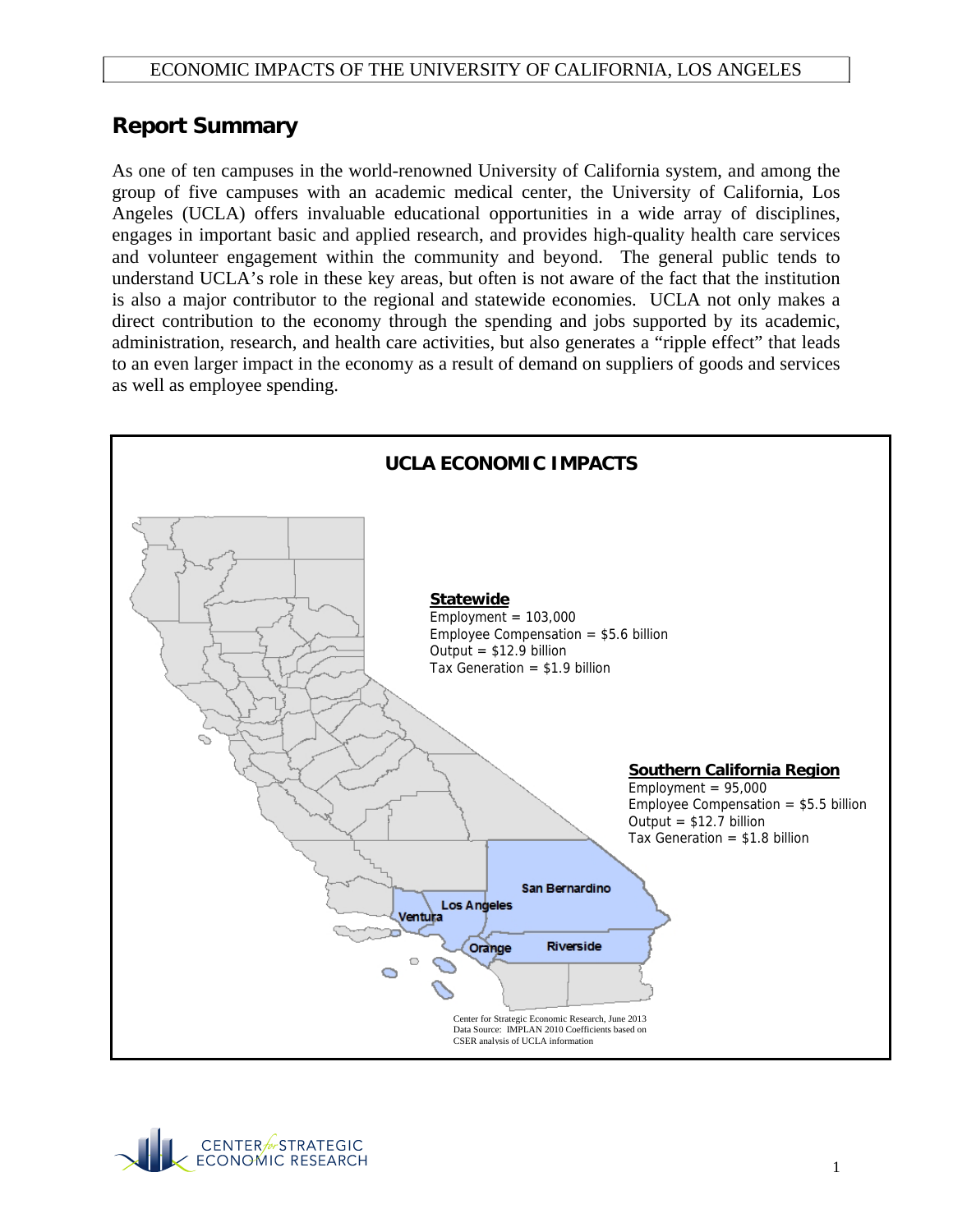## Report Summary

As one of ten campuses in the world-renowned University of California system, and among the group of five campuses with an academic medical center, the University of California, Los Angeles (UCLA) offers invaluable educational opportunities in a wide array of disciplines, engages in important basic and applied research, and provides high-quality health care services and volunteer engagement within the community and beyond. The general public tends to understand UCLA's role in these key areas, but often is not aware of the fact that the institution is also a major contributor to the regional and statewide economies. UCLA not only makes a direct contribution to the economy through the spending and jobs supported by its academic, administration, research, and health care activities, but also generates a "ripple effect" that leads to an even larger impact in the economy as a result of demand on suppliers of goods and services as well as employee spending.

**UCLA ECONOMIC IMPACTS**

**Statewide**
Employment = 103,000
Employee Compensation = $5.6 billion
Output = $12.9 billion
Tax Generation = $1.9 billion

**Southern California Region**
Employment = 95,000
Employee Compensation = $5.5 billion
Output = $12.7 billion
Tax Generation = $1.8 billion

San Bernardino, Los Angeles, Ventura, Orange, Riverside

Center for Strategic Economic Research, June 2013
Data Source: IMPLAN 2010 Coefficients based on CSER analysis of UCLA information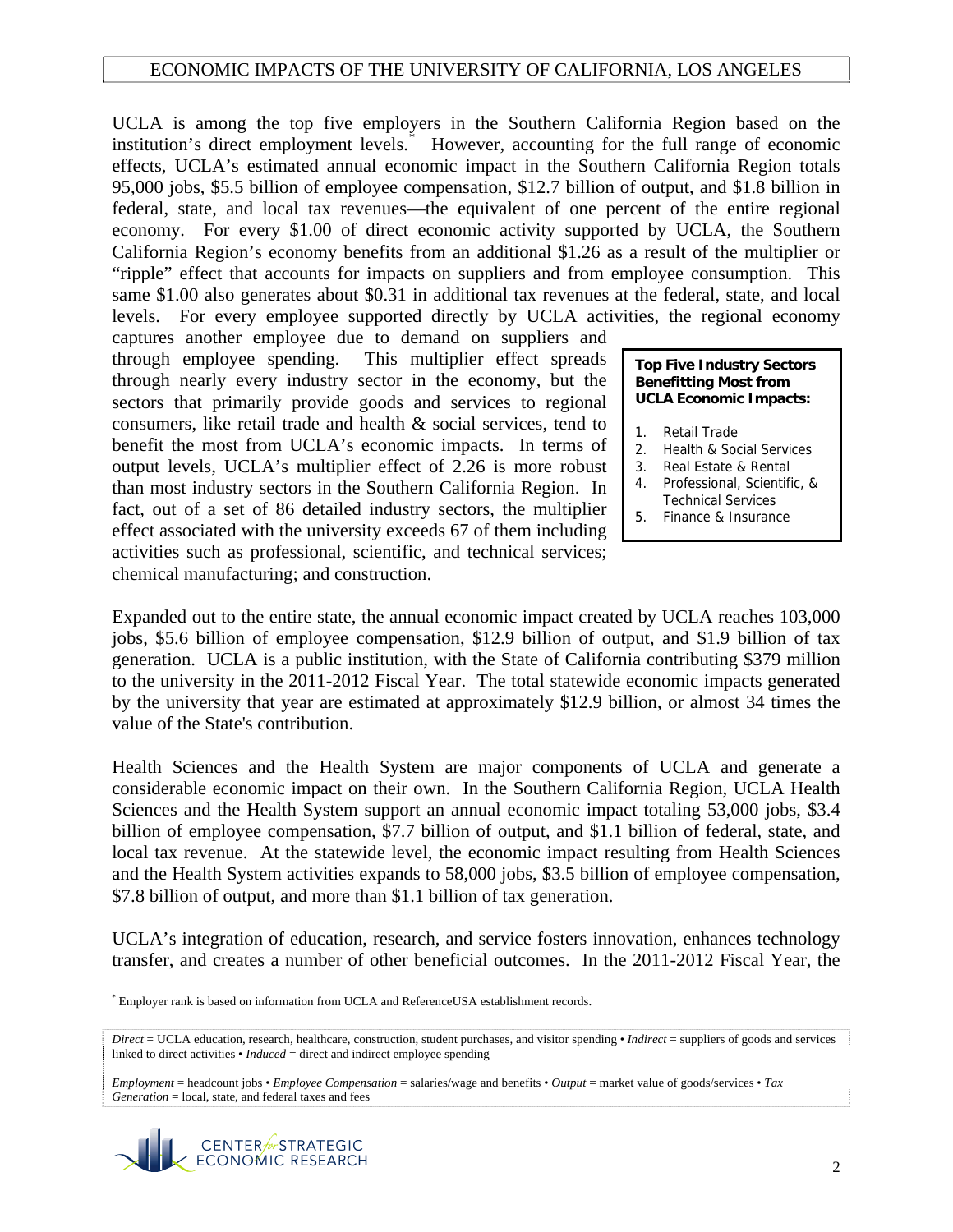UCLA is among the top five employers in the Southern California Region based on the institution's direct employment levels.* However, accounting for the full range of economic effects, UCLA's estimated annual economic impact in the Southern California Region totals 95,000 jobs, $5.5 billion of employee compensation, $12.7 billion of output, and $1.8 billion in federal, state, and local tax revenues—the equivalent of one percent of the entire regional economy. For every $1.00 of direct economic activity supported by UCLA, the Southern California Region's economy benefits from an additional $1.26 as a result of the multiplier or "ripple" effect that accounts for impacts on suppliers and from employee consumption. This same $1.00 also generates about $0.31 in additional tax revenues at the federal, state, and local levels. For every employee supported directly by UCLA activities, the regional economy captures another employee due to demand on suppliers and through employee spending. This multiplier effect spreads through nearly every industry sector in the economy, but the sectors that primarily provide goods and services to regional consumers, like retail trade and health & social services, tend to benefit the most from UCLA's economic impacts. In terms of output levels, UCLA's multiplier effect of 2.26 is more robust than most industry sectors in the Southern California Region. In fact, out of a set of 86 detailed industry sectors, the multiplier effect associated with the university exceeds 67 of them including activities such as professional, scientific, and technical services; chemical manufacturing; and construction.

**Top Five Industry Sectors Benefitting Most from UCLA Economic Impacts:**

1. Retail Trade
2. Health & Social Services
3. Real Estate & Rental
4. Professional, Scientific, & Technical Services
5. Finance & Insurance

Expanded out to the entire state, the annual economic impact created by UCLA reaches 103,000 jobs, $5.6 billion of employee compensation, $12.9 billion of output, and $1.9 billion of tax generation. UCLA is a public institution, with the State of California contributing $379 million to the university in the 2011-2012 Fiscal Year. The total statewide economic impacts generated by the university that year are estimated at approximately $12.9 billion, or almost 34 times the value of the State's contribution.

Health Sciences and the Health System are major components of UCLA and generate a considerable economic impact on their own. In the Southern California Region, UCLA Health Sciences and the Health System support an annual economic impact totaling 53,000 jobs, $3.4 billion of employee compensation, $7.7 billion of output, and $1.1 billion of federal, state, and local tax revenue. At the statewide level, the economic impact resulting from Health Sciences and the Health System activities expands to 58,000 jobs, $3.5 billion of employee compensation, $7.8 billion of output, and more than $1.1 billion of tax generation.

UCLA's integration of education, research, and service fosters innovation, enhances technology transfer, and creates a number of other beneficial outcomes. In the 2011-2012 Fiscal Year, the

---

* Employer rank is based on information from UCLA and ReferenceUSA establishment records.

*Direct* = UCLA education, research, healthcare, construction, student purchases, and visitor spending • *Indirect* = suppliers of goods and services linked to direct activities • *Induced* = direct and indirect employee spending

*Employment* = headcount jobs • *Employee Compensation* = salaries/wage and benefits • *Output* = market value of goods/services • *Tax Generation* = local, state, and federal taxes and fees

CENTER *for* STRATEGIC ECONOMIC RESEARCH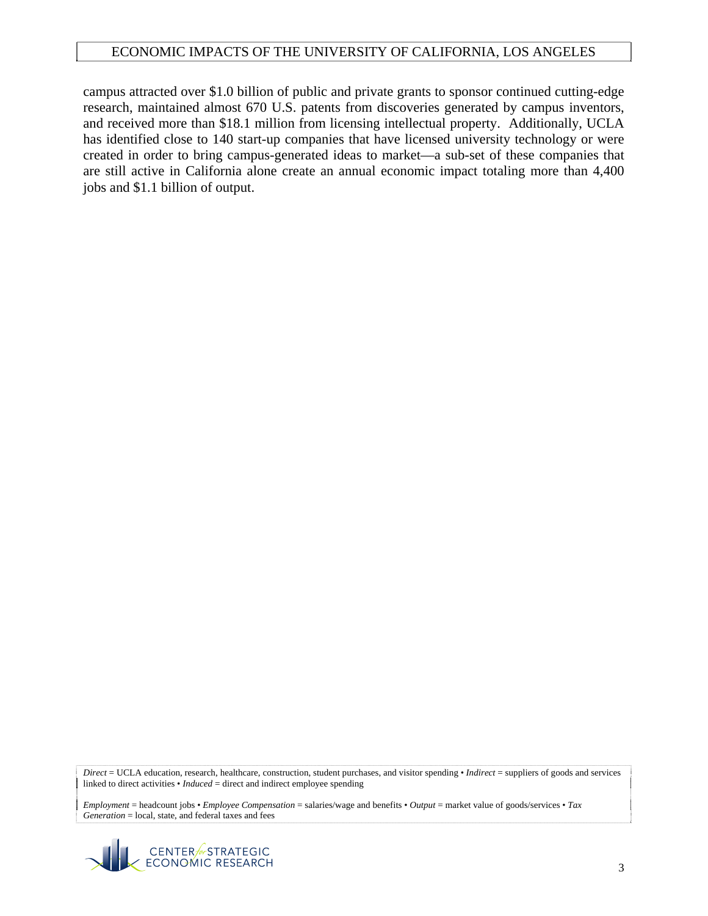campus attracted over $1.0 billion of public and private grants to sponsor continued cutting-edge research, maintained almost 670 U.S. patents from discoveries generated by campus inventors, and received more than $18.1 million from licensing intellectual property. Additionally, UCLA has identified close to 140 start-up companies that have licensed university technology or were created in order to bring campus-generated ideas to market—a sub-set of these companies that are still active in California alone create an annual economic impact totaling more than 4,400 jobs and $1.1 billion of output.

*Direct* = UCLA education, research, healthcare, construction, student purchases, and visitor spending • *Indirect* = suppliers of goods and services linked to direct activities • *Induced* = direct and indirect employee spending

*Employment* = headcount jobs • *Employee Compensation* = salaries/wage and benefits • *Output* = market value of goods/services • *Tax Generation* = local, state, and federal taxes and fees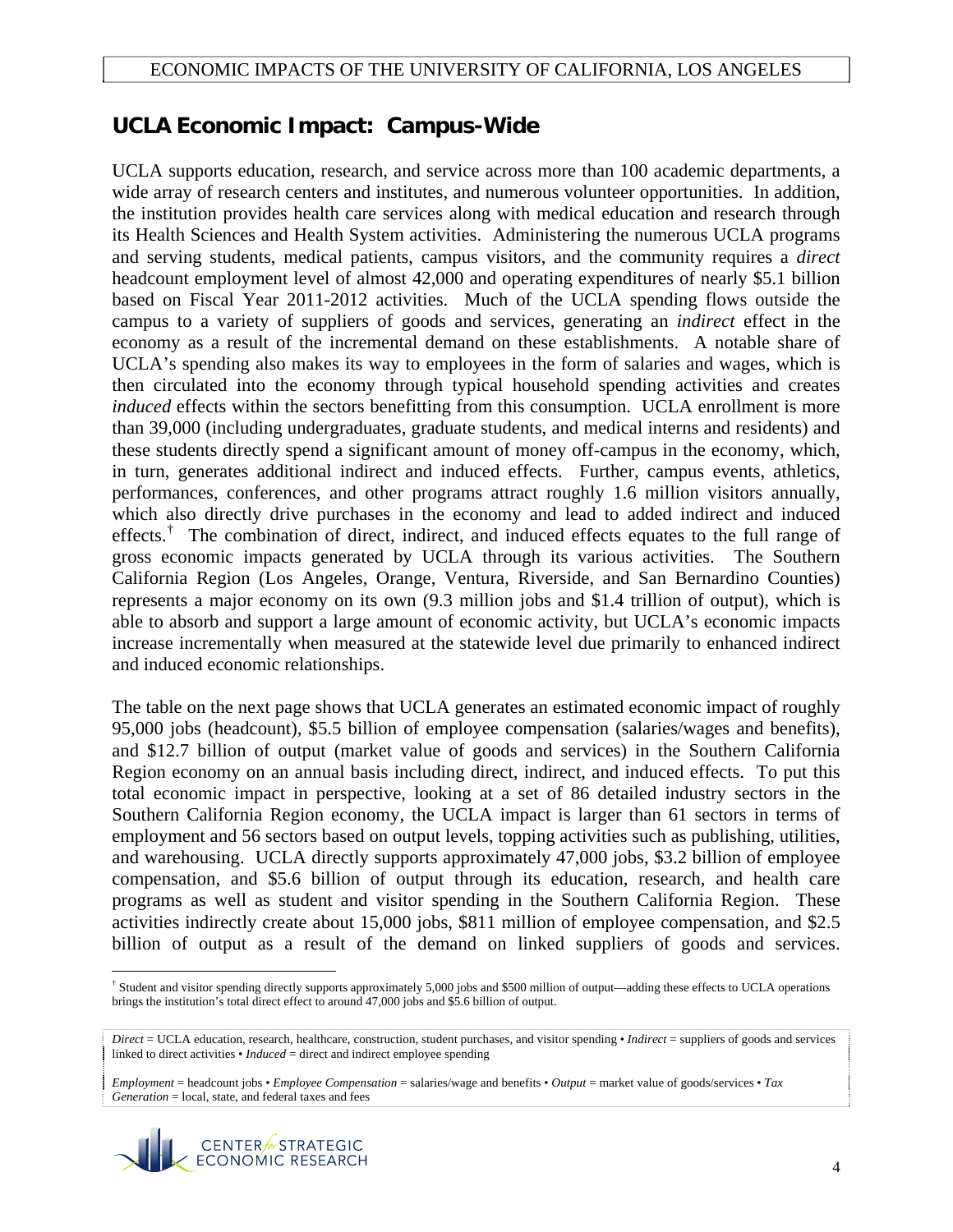## UCLA Economic Impact: Campus-Wide

UCLA supports education, research, and service across more than 100 academic departments, a wide array of research centers and institutes, and numerous volunteer opportunities. In addition, the institution provides health care services along with medical education and research through its Health Sciences and Health System activities. Administering the numerous UCLA programs and serving students, medical patients, campus visitors, and the community requires a *direct* headcount employment level of almost 42,000 and operating expenditures of nearly $5.1 billion based on Fiscal Year 2011-2012 activities. Much of the UCLA spending flows outside the campus to a variety of suppliers of goods and services, generating an *indirect* effect in the economy as a result of the incremental demand on these establishments. A notable share of UCLA's spending also makes its way to employees in the form of salaries and wages, which is then circulated into the economy through typical household spending activities and creates *induced* effects within the sectors benefitting from this consumption. UCLA enrollment is more than 39,000 (including undergraduates, graduate students, and medical interns and residents) and these students directly spend a significant amount of money off-campus in the economy, which, in turn, generates additional indirect and induced effects. Further, campus events, athletics, performances, conferences, and other programs attract roughly 1.6 million visitors annually, which also directly drive purchases in the economy and lead to added indirect and induced effects.[†] The combination of direct, indirect, and induced effects equates to the full range of gross economic impacts generated by UCLA through its various activities. The Southern California Region (Los Angeles, Orange, Ventura, Riverside, and San Bernardino Counties) represents a major economy on its own (9.3 million jobs and $1.4 trillion of output), which is able to absorb and support a large amount of economic activity, but UCLA's economic impacts increase incrementally when measured at the statewide level due primarily to enhanced indirect and induced economic relationships.

The table on the next page shows that UCLA generates an estimated economic impact of roughly 95,000 jobs (headcount), $5.5 billion of employee compensation (salaries/wages and benefits), and $12.7 billion of output (market value of goods and services) in the Southern California Region economy on an annual basis including direct, indirect, and induced effects. To put this total economic impact in perspective, looking at a set of 86 detailed industry sectors in the Southern California Region economy, the UCLA impact is larger than 61 sectors in terms of employment and 56 sectors based on output levels, topping activities such as publishing, utilities, and warehousing. UCLA directly supports approximately 47,000 jobs, $3.2 billion of employee compensation, and $5.6 billion of output through its education, research, and health care programs as well as student and visitor spending in the Southern California Region. These activities indirectly create about 15,000 jobs, $811 million of employee compensation, and $2.5 billion of output as a result of the demand on linked suppliers of goods and services.

[†] Student and visitor spending directly supports approximately 5,000 jobs and $500 million of output—adding these effects to UCLA operations brings the institution's total direct effect to around 47,000 jobs and $5.6 billion of output.

*Direct* = UCLA education, research, healthcare, construction, student purchases, and visitor spending • *Indirect* = suppliers of goods and services linked to direct activities • *Induced* = direct and indirect employee spending

*Employment* = headcount jobs • *Employee Compensation* = salaries/wage and benefits • *Output* = market value of goods/services • *Tax Generation* = local, state, and federal taxes and fees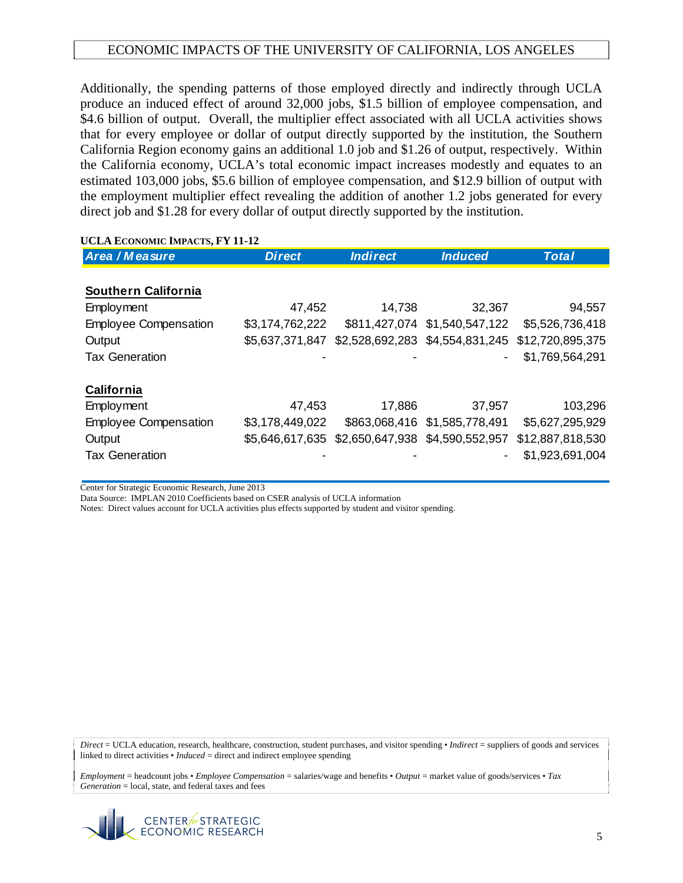Additionally, the spending patterns of those employed directly and indirectly through UCLA produce an induced effect of around 32,000 jobs, $1.5 billion of employee compensation, and $4.6 billion of output. Overall, the multiplier effect associated with all UCLA activities shows that for every employee or dollar of output directly supported by the institution, the Southern California Region economy gains an additional 1.0 job and $1.26 of output, respectively. Within the California economy, UCLA's total economic impact increases modestly and equates to an estimated 103,000 jobs, $5.6 billion of employee compensation, and $12.9 billion of output with the employment multiplier effect revealing the addition of another 1.2 jobs generated for every direct job and $1.28 for every dollar of output directly supported by the institution.

**UCLA ECONOMIC IMPACTS, FY 11-12**

| Area / Measure | Direct | Indirect | Induced | Total |
|---|---|---|---|---|
| **Southern California** | | | | |
| Employment | 47,452 | 14,738 | 32,367 | 94,557 |
| Employee Compensation | $3,174,762,222 | $811,427,074 | $1,540,547,122 | $5,526,736,418 |
| Output | $5,637,371,847 | $2,528,692,283 | $4,554,831,245 | $12,720,895,375 |
| Tax Generation | - | - | - | $1,769,564,291 |
| **California** | | | | |
| Employment | 47,453 | 17,886 | 37,957 | 103,296 |
| Employee Compensation | $3,178,449,022 | $863,068,416 | $1,585,778,491 | $5,627,295,929 |
| Output | $5,646,617,635 | $2,650,647,938 | $4,590,552,957 | $12,887,818,530 |
| Tax Generation | - | - | - | $1,923,691,004 |

Center for Strategic Economic Research, June 2013
Data Source: IMPLAN 2010 Coefficients based on CSER analysis of UCLA information
Notes: Direct values account for UCLA activities plus effects supported by student and visitor spending.

*Direct* = UCLA education, research, healthcare, construction, student purchases, and visitor spending • *Indirect* = suppliers of goods and services linked to direct activities • *Induced* = direct and indirect employee spending

*Employment* = headcount jobs • *Employee Compensation* = salaries/wage and benefits • *Output* = market value of goods/services • *Tax Generation* = local, state, and federal taxes and fees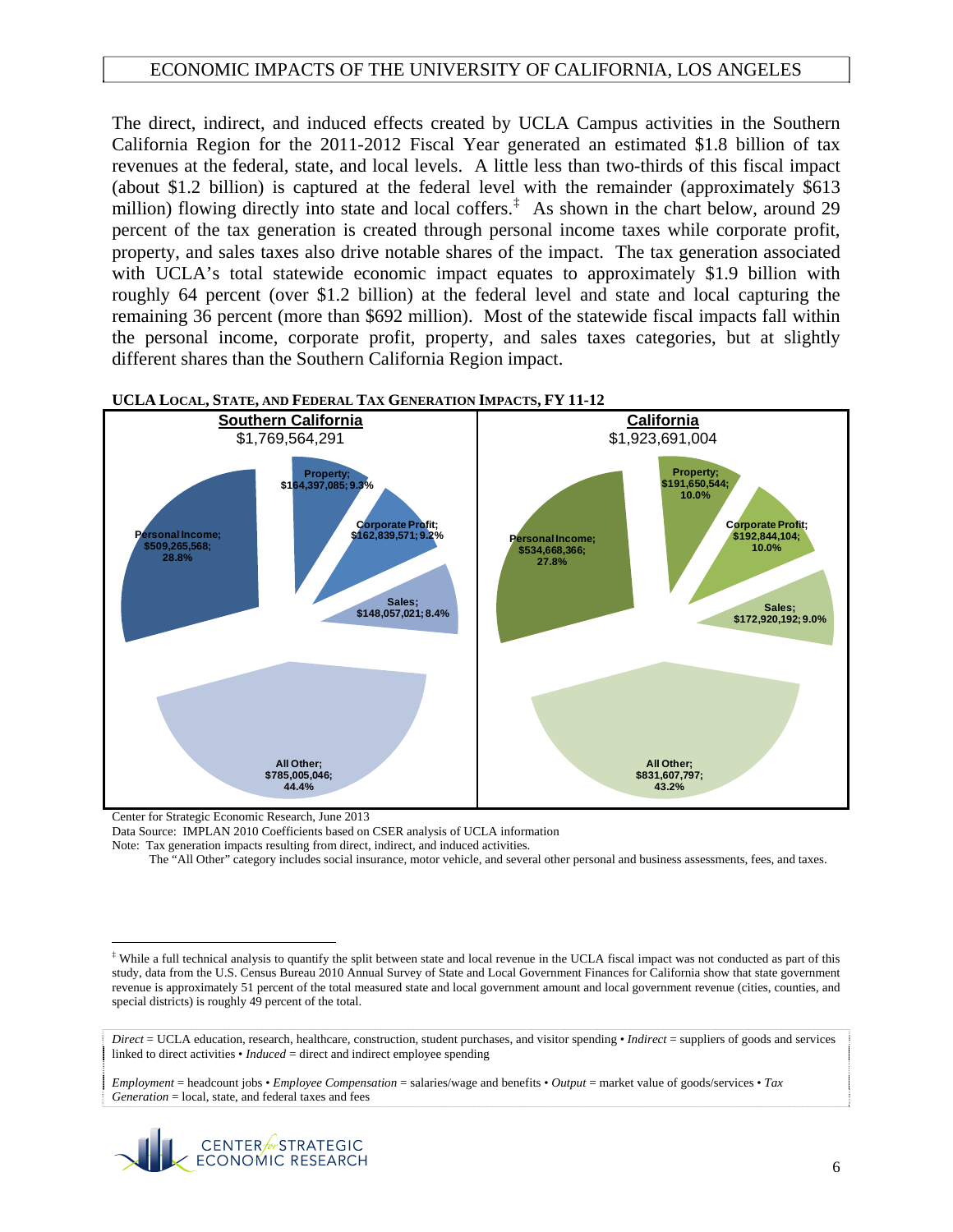The direct, indirect, and induced effects created by UCLA Campus activities in the Southern California Region for the 2011-2012 Fiscal Year generated an estimated \$1.8 billion of tax revenues at the federal, state, and local levels. A little less than two-thirds of this fiscal impact (about \$1.2 billion) is captured at the federal level with the remainder (approximately \$613 million) flowing directly into state and local coffers.[‡] As shown in the chart below, around 29 percent of the tax generation is created through personal income taxes while corporate profit, property, and sales taxes also drive notable shares of the impact. The tax generation associated with UCLA's total statewide economic impact equates to approximately \$1.9 billion with roughly 64 percent (over \$1.2 billion) at the federal level and state and local capturing the remaining 36 percent (more than \$692 million). Most of the statewide fiscal impacts fall within the personal income, corporate profit, property, and sales taxes categories, but at slightly different shares than the Southern California Region impact.

**UCLA Local, State, and Federal Tax Generation Impacts, FY 11-12**

| Category | Southern California ($1,769,564,291) | Share | California ($1,923,691,004) | Share |
|---|---|---|---|---|
| Personal Income | $509,265,568 | 28.8% | $534,668,366 | 27.8% |
| Property | $164,397,085 | 9.3% | $191,650,544 | 10.0% |
| Corporate Profit | $162,839,571 | 9.2% | $192,844,104 | 10.0% |
| Sales | $148,057,021 | 8.4% | $172,920,192 | 9.0% |
| All Other | $785,005,046 | 44.4% | $831,607,797 | 43.2% |

Center for Strategic Economic Research, June 2013

Data Source: IMPLAN 2010 Coefficients based on CSER analysis of UCLA information

Note: Tax generation impacts resulting from direct, indirect, and induced activities.

The "All Other" category includes social insurance, motor vehicle, and several other personal and business assessments, fees, and taxes.

[‡] While a full technical analysis to quantify the split between state and local revenue in the UCLA fiscal impact was not conducted as part of this study, data from the U.S. Census Bureau 2010 Annual Survey of State and Local Government Finances for California show that state government revenue is approximately 51 percent of the total measured state and local government amount and local government revenue (cities, counties, and special districts) is roughly 49 percent of the total.

*Direct* = UCLA education, research, healthcare, construction, student purchases, and visitor spending • *Indirect* = suppliers of goods and services linked to direct activities • *Induced* = direct and indirect employee spending

*Employment* = headcount jobs • *Employee Compensation* = salaries/wage and benefits • *Output* = market value of goods/services • *Tax Generation* = local, state, and federal taxes and fees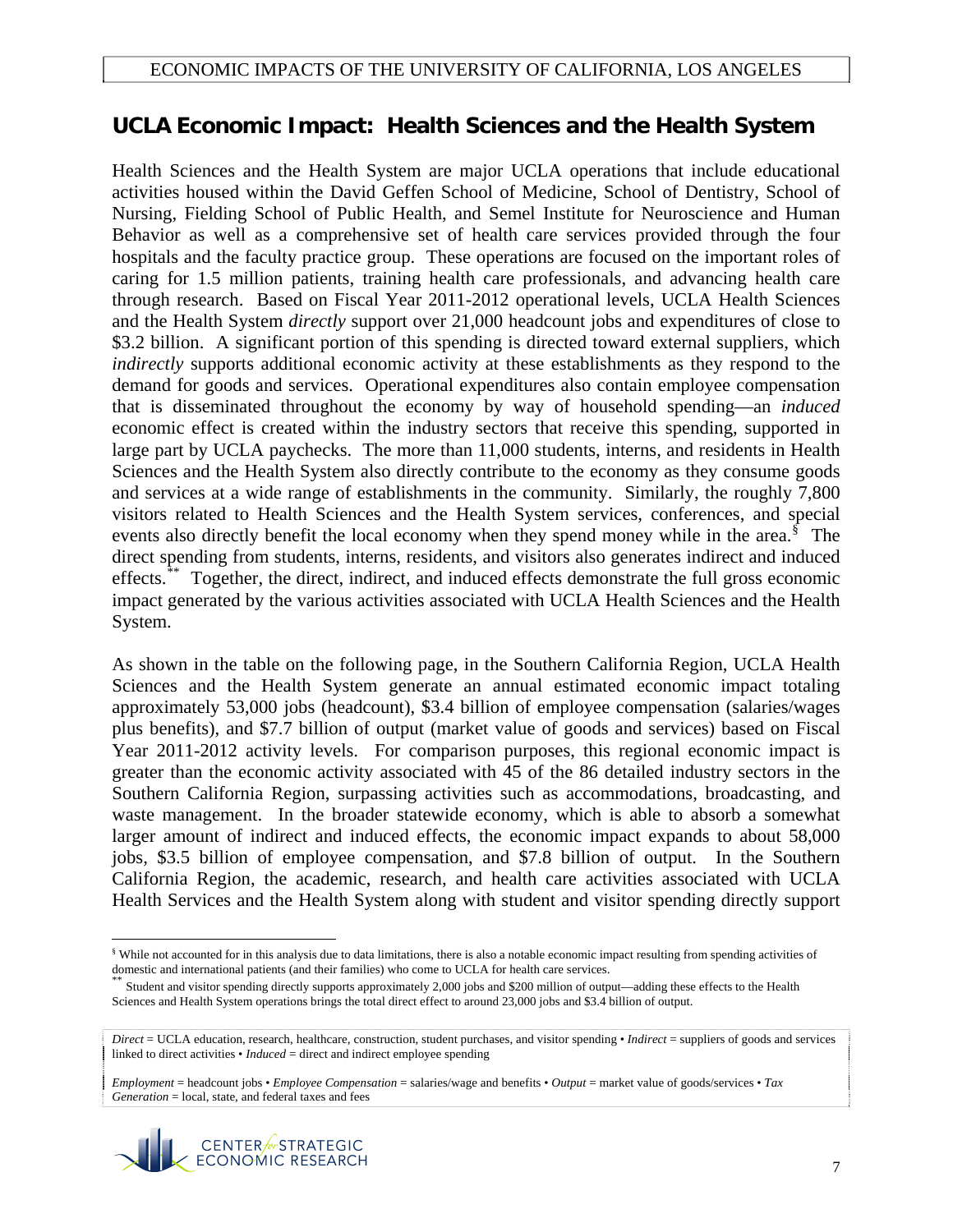## UCLA Economic Impact: Health Sciences and the Health System

Health Sciences and the Health System are major UCLA operations that include educational activities housed within the David Geffen School of Medicine, School of Dentistry, School of Nursing, Fielding School of Public Health, and Semel Institute for Neuroscience and Human Behavior as well as a comprehensive set of health care services provided through the four hospitals and the faculty practice group. These operations are focused on the important roles of caring for 1.5 million patients, training health care professionals, and advancing health care through research. Based on Fiscal Year 2011-2012 operational levels, UCLA Health Sciences and the Health System *directly* support over 21,000 headcount jobs and expenditures of close to $3.2 billion. A significant portion of this spending is directed toward external suppliers, which *indirectly* supports additional economic activity at these establishments as they respond to the demand for goods and services. Operational expenditures also contain employee compensation that is disseminated throughout the economy by way of household spending—an *induced* economic effect is created within the industry sectors that receive this spending, supported in large part by UCLA paychecks. The more than 11,000 students, interns, and residents in Health Sciences and the Health System also directly contribute to the economy as they consume goods and services at a wide range of establishments in the community. Similarly, the roughly 7,800 visitors related to Health Sciences and the Health System services, conferences, and special events also directly benefit the local economy when they spend money while in the area.[§] The direct spending from students, interns, residents, and visitors also generates indirect and induced effects.[**] Together, the direct, indirect, and induced effects demonstrate the full gross economic impact generated by the various activities associated with UCLA Health Sciences and the Health System.

As shown in the table on the following page, in the Southern California Region, UCLA Health Sciences and the Health System generate an annual estimated economic impact totaling approximately 53,000 jobs (headcount), $3.4 billion of employee compensation (salaries/wages plus benefits), and $7.7 billion of output (market value of goods and services) based on Fiscal Year 2011-2012 activity levels. For comparison purposes, this regional economic impact is greater than the economic activity associated with 45 of the 86 detailed industry sectors in the Southern California Region, surpassing activities such as accommodations, broadcasting, and waste management. In the broader statewide economy, which is able to absorb a somewhat larger amount of indirect and induced effects, the economic impact expands to about 58,000 jobs, $3.5 billion of employee compensation, and $7.8 billion of output. In the Southern California Region, the academic, research, and health care activities associated with UCLA Health Services and the Health System along with student and visitor spending directly support

[§] While not accounted for in this analysis due to data limitations, there is also a notable economic impact resulting from spending activities of domestic and international patients (and their families) who come to UCLA for health care services.

[**] Student and visitor spending directly supports approximately 2,000 jobs and $200 million of output—adding these effects to the Health Sciences and Health System operations brings the total direct effect to around 23,000 jobs and $3.4 billion of output.

*Direct* = UCLA education, research, healthcare, construction, student purchases, and visitor spending • *Indirect* = suppliers of goods and services linked to direct activities • *Induced* = direct and indirect employee spending

*Employment* = headcount jobs • *Employee Compensation* = salaries/wage and benefits • *Output* = market value of goods/services • *Tax Generation* = local, state, and federal taxes and fees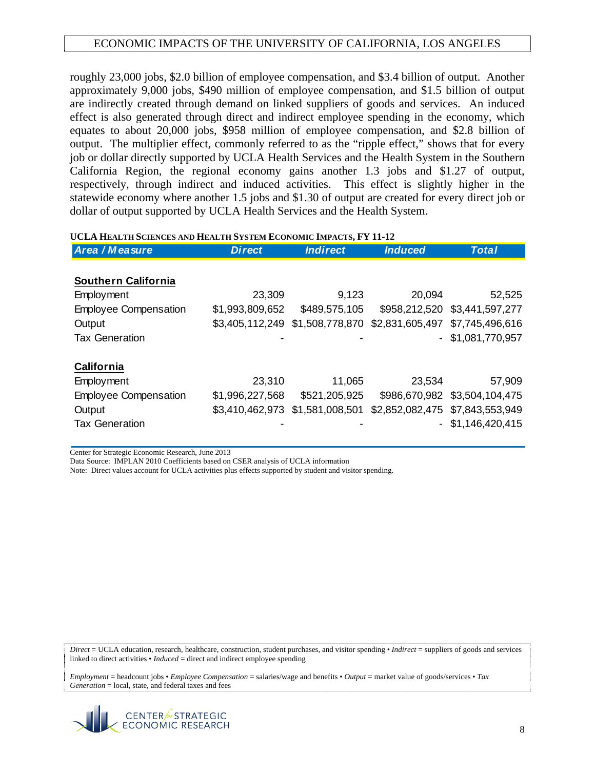roughly 23,000 jobs, $2.0 billion of employee compensation, and $3.4 billion of output. Another approximately 9,000 jobs, $490 million of employee compensation, and $1.5 billion of output are indirectly created through demand on linked suppliers of goods and services. An induced effect is also generated through direct and indirect employee spending in the economy, which equates to about 20,000 jobs, $958 million of employee compensation, and $2.8 billion of output. The multiplier effect, commonly referred to as the "ripple effect," shows that for every job or dollar directly supported by UCLA Health Services and the Health System in the Southern California Region, the regional economy gains another 1.3 jobs and $1.27 of output, respectively, through indirect and induced activities. This effect is slightly higher in the statewide economy where another 1.5 jobs and $1.30 of output are created for every direct job or dollar of output supported by UCLA Health Services and the Health System.

**UCLA Health Sciences and Health System Economic Impacts, FY 11-12**

| Area / Measure | Direct | Indirect | Induced | Total |
|---|---|---|---|---|
| **Southern California** | | | | |
| Employment | 23,309 | 9,123 | 20,094 | 52,525 |
| Employee Compensation | $1,993,809,652 | $489,575,105 | $958,212,520 | $3,441,597,277 |
| Output | $3,405,112,249 | $1,508,778,870 | $2,831,605,497 | $7,745,496,616 |
| Tax Generation | - | - | - | $1,081,770,957 |
| **California** | | | | |
| Employment | 23,310 | 11,065 | 23,534 | 57,909 |
| Employee Compensation | $1,996,227,568 | $521,205,925 | $986,670,982 | $3,504,104,475 |
| Output | $3,410,462,973 | $1,581,008,501 | $2,852,082,475 | $7,843,553,949 |
| Tax Generation | - | - | - | $1,146,420,415 |

Center for Strategic Economic Research, June 2013
Data Source: IMPLAN 2010 Coefficients based on CSER analysis of UCLA information
Note: Direct values account for UCLA activities plus effects supported by student and visitor spending.

*Direct* = UCLA education, research, healthcare, construction, student purchases, and visitor spending • *Indirect* = suppliers of goods and services linked to direct activities • *Induced* = direct and indirect employee spending

*Employment* = headcount jobs • *Employee Compensation* = salaries/wage and benefits • *Output* = market value of goods/services • *Tax Generation* = local, state, and federal taxes and fees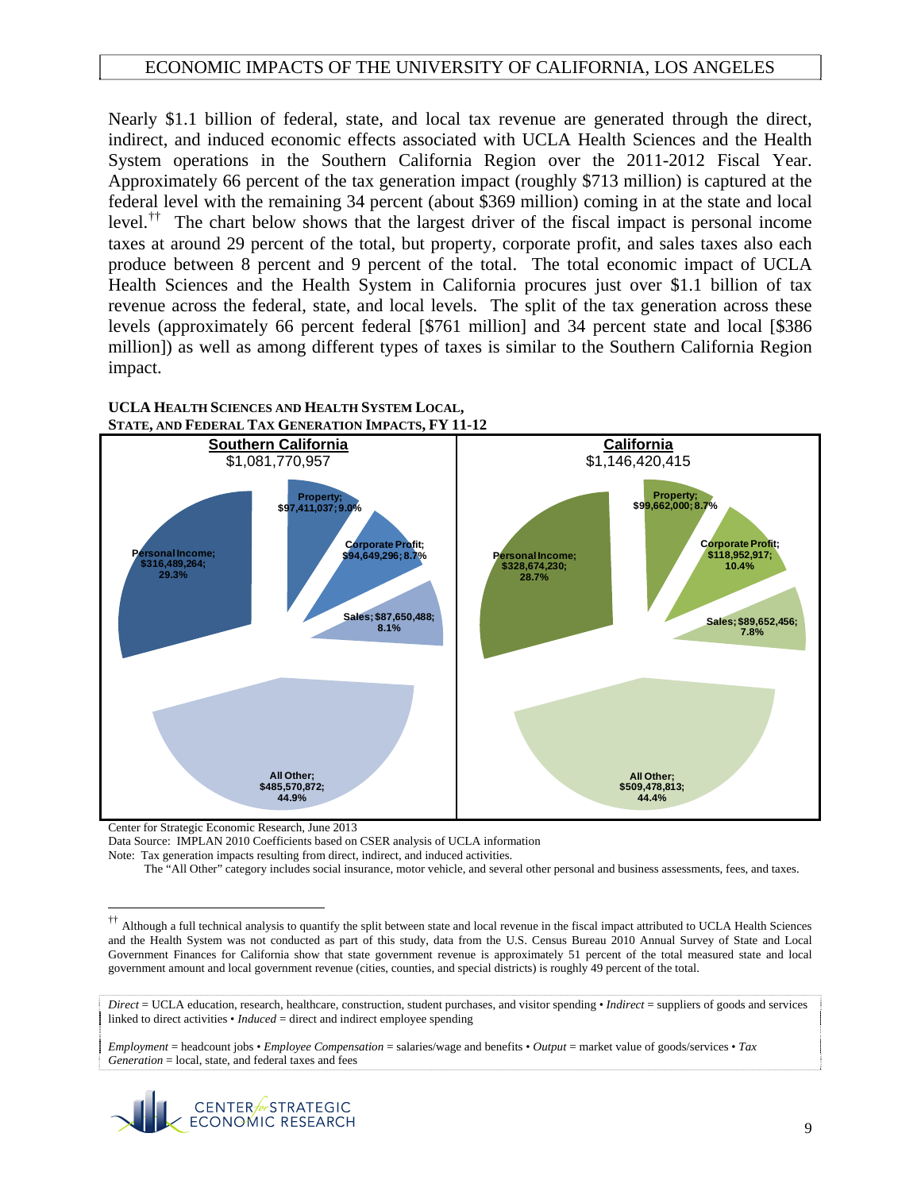Nearly $1.1 billion of federal, state, and local tax revenue are generated through the direct, indirect, and induced economic effects associated with UCLA Health Sciences and the Health System operations in the Southern California Region over the 2011-2012 Fiscal Year. Approximately 66 percent of the tax generation impact (roughly $713 million) is captured at the federal level with the remaining 34 percent (about $369 million) coming in at the state and local level.[††] The chart below shows that the largest driver of the fiscal impact is personal income taxes at around 29 percent of the total, but property, corporate profit, and sales taxes also each produce between 8 percent and 9 percent of the total. The total economic impact of UCLA Health Sciences and the Health System in California procures just over $1.1 billion of tax revenue across the federal, state, and local levels. The split of the tax generation across these levels (approximately 66 percent federal [$761 million] and 34 percent state and local [$386 million]) as well as among different types of taxes is similar to the Southern California Region impact.

**UCLA HEALTH SCIENCES AND HEALTH SYSTEM LOCAL, STATE, AND FEDERAL TAX GENERATION IMPACTS, FY 11-12**

**Southern California**
$1,081,770,957

- Personal Income; $316,489,264; 29.3%
- Property; $97,411,037; 9.0%
- Corporate Profit; $94,649,296; 8.7%
- Sales; $87,650,488; 8.1%
- All Other; $485,570,872; 44.9%

**California**
$1,146,420,415

- Personal Income; $328,674,230; 28.7%
- Property; $99,662,000; 8.7%
- Corporate Profit; $118,952,917; 10.4%
- Sales; $89,652,456; 7.8%
- All Other; $509,478,813; 44.4%

Center for Strategic Economic Research, June 2013

Data Source: IMPLAN 2010 Coefficients based on CSER analysis of UCLA information

Note: Tax generation impacts resulting from direct, indirect, and induced activities.

The "All Other" category includes social insurance, motor vehicle, and several other personal and business assessments, fees, and taxes.

[††] Although a full technical analysis to quantify the split between state and local revenue in the fiscal impact attributed to UCLA Health Sciences and the Health System was not conducted as part of this study, data from the U.S. Census Bureau 2010 Annual Survey of State and Local Government Finances for California show that state government revenue is approximately 51 percent of the total measured state and local government amount and local government revenue (cities, counties, and special districts) is roughly 49 percent of the total.

*Direct* = UCLA education, research, healthcare, construction, student purchases, and visitor spending • *Indirect* = suppliers of goods and services linked to direct activities • *Induced* = direct and indirect employee spending

*Employment* = headcount jobs • *Employee Compensation* = salaries/wage and benefits • *Output* = market value of goods/services • *Tax Generation* = local, state, and federal taxes and fees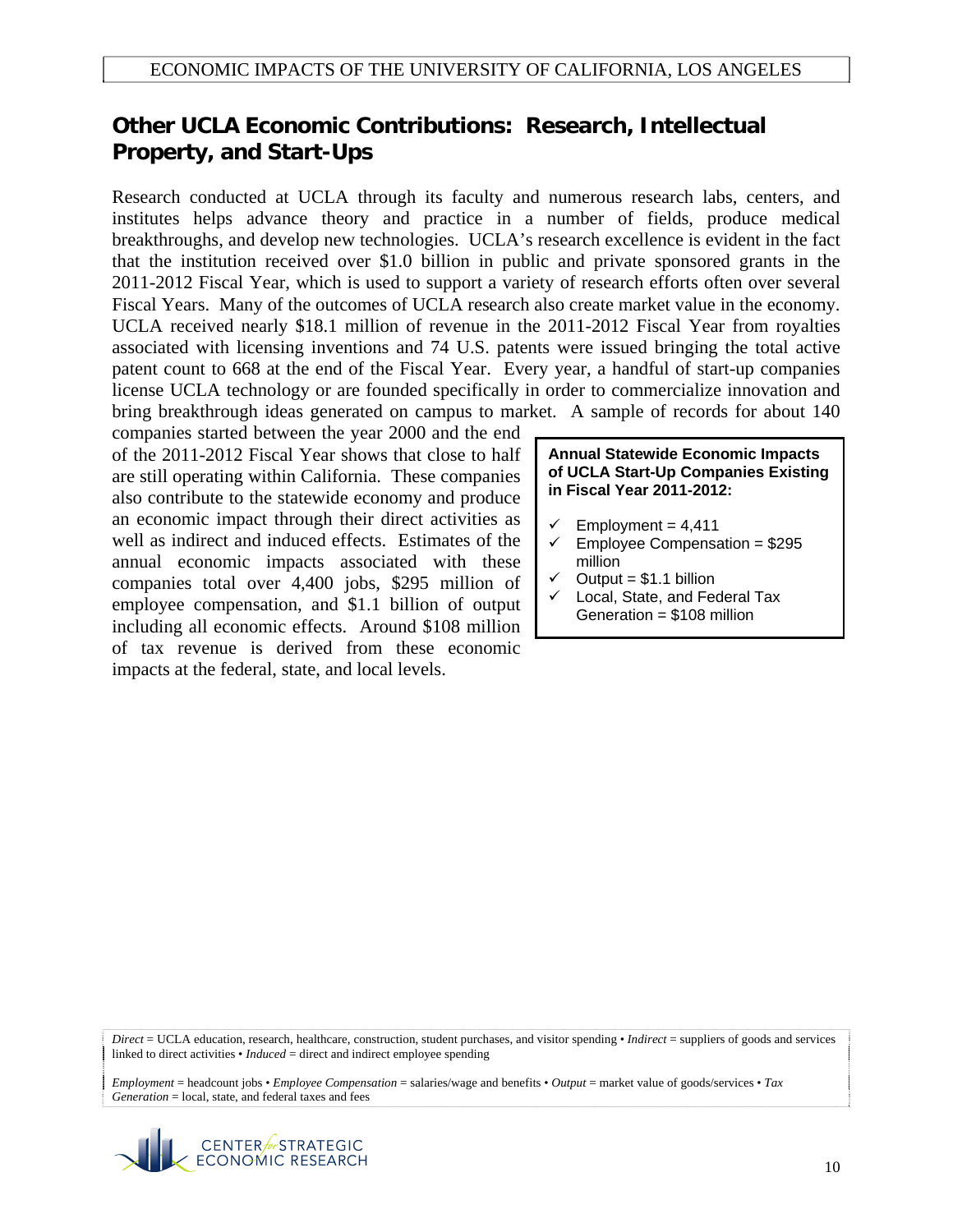## Other UCLA Economic Contributions: Research, Intellectual Property, and Start-Ups

Research conducted at UCLA through its faculty and numerous research labs, centers, and institutes helps advance theory and practice in a number of fields, produce medical breakthroughs, and develop new technologies. UCLA's research excellence is evident in the fact that the institution received over $1.0 billion in public and private sponsored grants in the 2011-2012 Fiscal Year, which is used to support a variety of research efforts often over several Fiscal Years. Many of the outcomes of UCLA research also create market value in the economy. UCLA received nearly $18.1 million of revenue in the 2011-2012 Fiscal Year from royalties associated with licensing inventions and 74 U.S. patents were issued bringing the total active patent count to 668 at the end of the Fiscal Year. Every year, a handful of start-up companies license UCLA technology or are founded specifically in order to commercialize innovation and bring breakthrough ideas generated on campus to market. A sample of records for about 140 companies started between the year 2000 and the end of the 2011-2012 Fiscal Year shows that close to half are still operating within California. These companies also contribute to the statewide economy and produce an economic impact through their direct activities as well as indirect and induced effects. Estimates of the annual economic impacts associated with these companies total over 4,400 jobs, $295 million of employee compensation, and $1.1 billion of output including all economic effects. Around $108 million of tax revenue is derived from these economic impacts at the federal, state, and local levels.

**Annual Statewide Economic Impacts of UCLA Start-Up Companies Existing in Fiscal Year 2011-2012:**

- ✓ Employment = 4,411
- ✓ Employee Compensation = $295 million
- ✓ Output = $1.1 billion
- ✓ Local, State, and Federal Tax Generation = $108 million

*Direct* = UCLA education, research, healthcare, construction, student purchases, and visitor spending • *Indirect* = suppliers of goods and services linked to direct activities • *Induced* = direct and indirect employee spending

*Employment* = headcount jobs • *Employee Compensation* = salaries/wage and benefits • *Output* = market value of goods/services • *Tax Generation* = local, state, and federal taxes and fees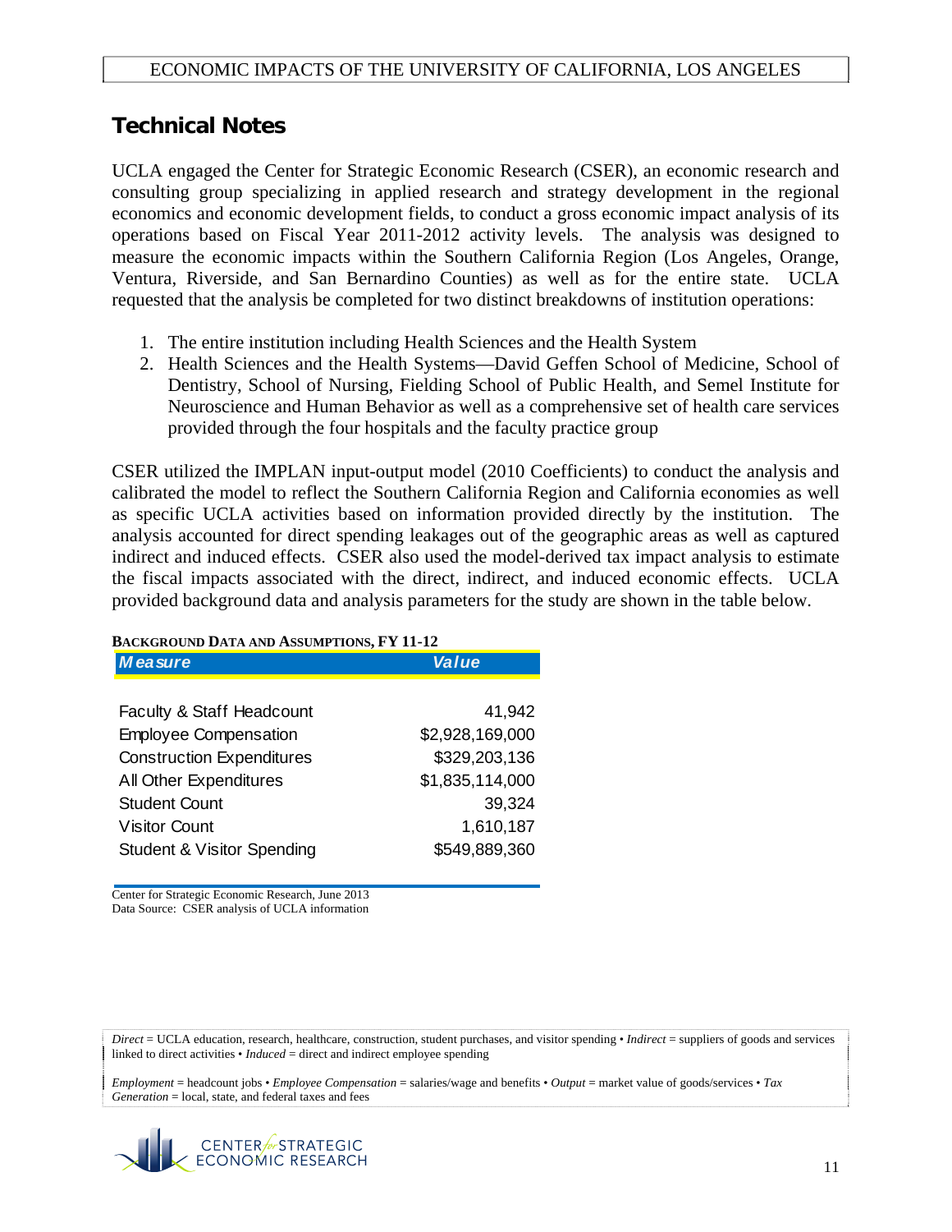## Technical Notes

UCLA engaged the Center for Strategic Economic Research (CSER), an economic research and consulting group specializing in applied research and strategy development in the regional economics and economic development fields, to conduct a gross economic impact analysis of its operations based on Fiscal Year 2011-2012 activity levels. The analysis was designed to measure the economic impacts within the Southern California Region (Los Angeles, Orange, Ventura, Riverside, and San Bernardino Counties) as well as for the entire state. UCLA requested that the analysis be completed for two distinct breakdowns of institution operations:

1. The entire institution including Health Sciences and the Health System
2. Health Sciences and the Health Systems—David Geffen School of Medicine, School of Dentistry, School of Nursing, Fielding School of Public Health, and Semel Institute for Neuroscience and Human Behavior as well as a comprehensive set of health care services provided through the four hospitals and the faculty practice group

CSER utilized the IMPLAN input-output model (2010 Coefficients) to conduct the analysis and calibrated the model to reflect the Southern California Region and California economies as well as specific UCLA activities based on information provided directly by the institution. The analysis accounted for direct spending leakages out of the geographic areas as well as captured indirect and induced effects. CSER also used the model-derived tax impact analysis to estimate the fiscal impacts associated with the direct, indirect, and induced economic effects. UCLA provided background data and analysis parameters for the study are shown in the table below.

**BACKGROUND DATA AND ASSUMPTIONS, FY 11-12**

| Measure | Value |
|---|---|
| Faculty & Staff Headcount | 41,942 |
| Employee Compensation | $2,928,169,000 |
| Construction Expenditures | $329,203,136 |
| All Other Expenditures | $1,835,114,000 |
| Student Count | 39,324 |
| Visitor Count | 1,610,187 |
| Student & Visitor Spending | $549,889,360 |

Center for Strategic Economic Research, June 2013
Data Source: CSER analysis of UCLA information

*Direct* = UCLA education, research, healthcare, construction, student purchases, and visitor spending • *Indirect* = suppliers of goods and services linked to direct activities • *Induced* = direct and indirect employee spending

*Employment* = headcount jobs • *Employee Compensation* = salaries/wage and benefits • *Output* = market value of goods/services • *Tax Generation* = local, state, and federal taxes and fees

CENTER *for* STRATEGIC ECONOMIC RESEARCH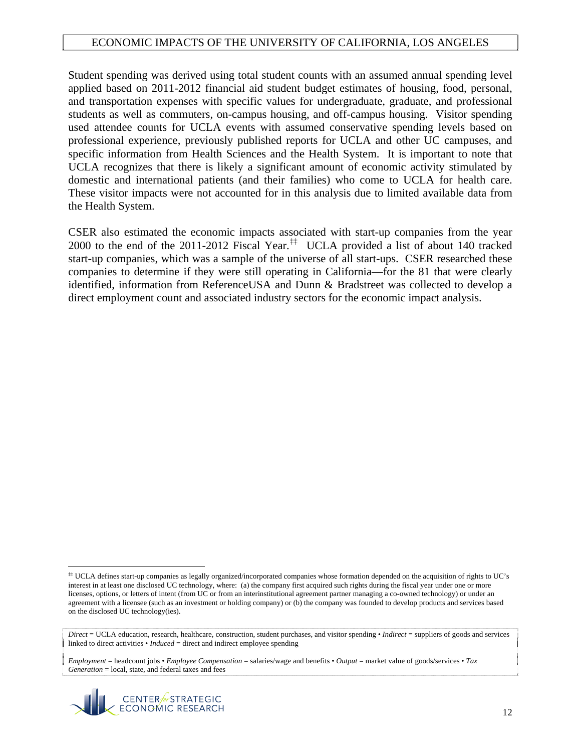Student spending was derived using total student counts with an assumed annual spending level applied based on 2011-2012 financial aid student budget estimates of housing, food, personal, and transportation expenses with specific values for undergraduate, graduate, and professional students as well as commuters, on-campus housing, and off-campus housing. Visitor spending used attendee counts for UCLA events with assumed conservative spending levels based on professional experience, previously published reports for UCLA and other UC campuses, and specific information from Health Sciences and the Health System. It is important to note that UCLA recognizes that there is likely a significant amount of economic activity stimulated by domestic and international patients (and their families) who come to UCLA for health care. These visitor impacts were not accounted for in this analysis due to limited available data from the Health System.

CSER also estimated the economic impacts associated with start-up companies from the year 2000 to the end of the 2011-2012 Fiscal Year.[‡‡] UCLA provided a list of about 140 tracked start-up companies, which was a sample of the universe of all start-ups. CSER researched these companies to determine if they were still operating in California—for the 81 that were clearly identified, information from ReferenceUSA and Dunn & Bradstreet was collected to develop a direct employment count and associated industry sectors for the economic impact analysis.

[‡‡] UCLA defines start-up companies as legally organized/incorporated companies whose formation depended on the acquisition of rights to UC's interest in at least one disclosed UC technology, where: (a) the company first acquired such rights during the fiscal year under one or more licenses, options, or letters of intent (from UC or from an interinstitutional agreement partner managing a co-owned technology) or under an agreement with a licensee (such as an investment or holding company) or (b) the company was founded to develop products and services based on the disclosed UC technology(ies).

*Direct* = UCLA education, research, healthcare, construction, student purchases, and visitor spending • *Indirect* = suppliers of goods and services linked to direct activities • *Induced* = direct and indirect employee spending

*Employment* = headcount jobs • *Employee Compensation* = salaries/wage and benefits • *Output* = market value of goods/services • *Tax Generation* = local, state, and federal taxes and fees